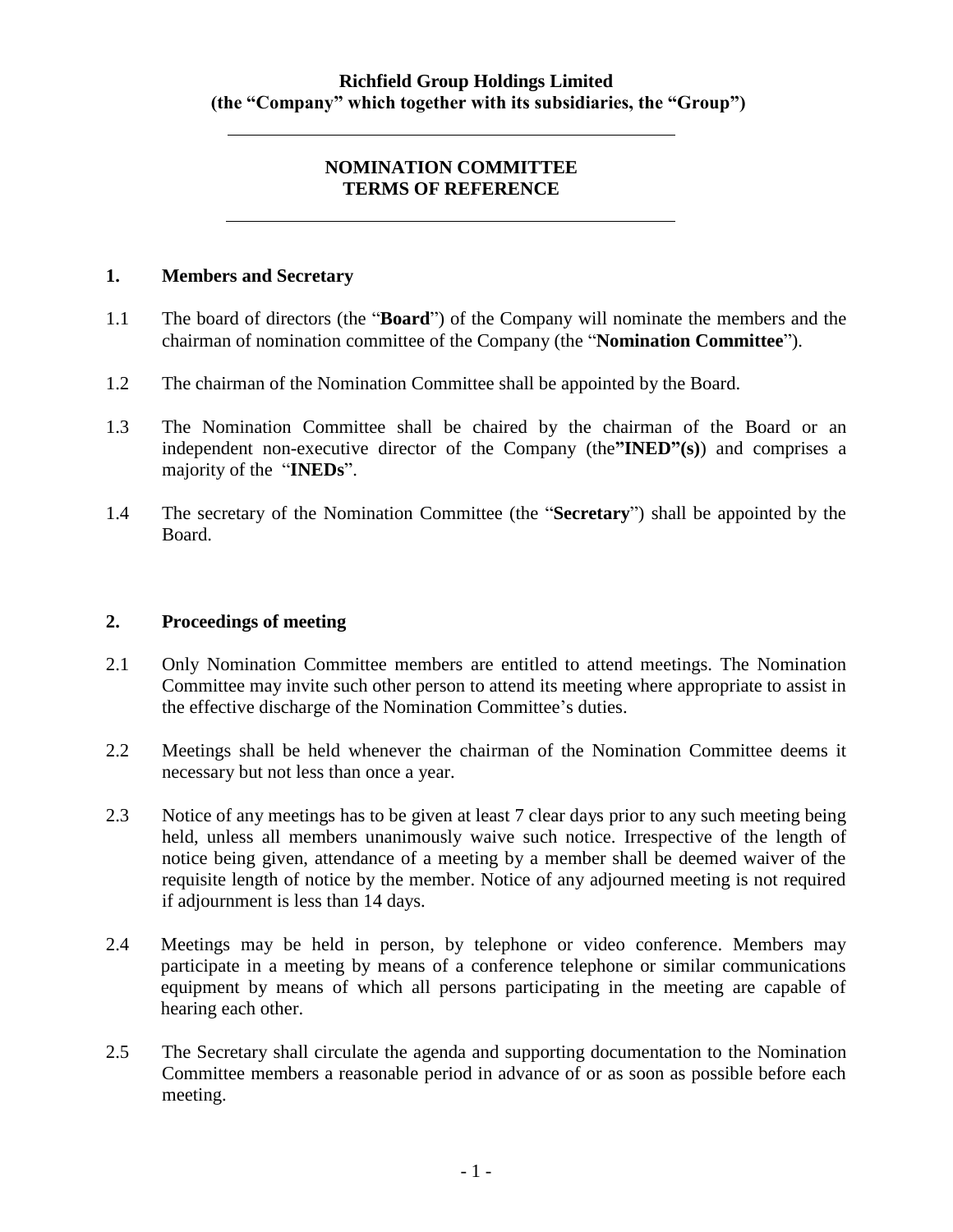**Richfield Group Holdings Limited**
**(the "Company" which together with its subsidiaries, the "Group")**

---

# NOMINATION COMMITTEE
# TERMS OF REFERENCE

---

## 1. Members and Secretary

1.1 The board of directors (the "**Board**") of the Company will nominate the members and the chairman of nomination committee of the Company (the "**Nomination Committee**").

1.2 The chairman of the Nomination Committee shall be appointed by the Board.

1.3 The Nomination Committee shall be chaired by the chairman of the Board or an independent non-executive director of the Company (the**"INED"(s)**) and comprises a majority of the "**INEDs**".

1.4 The secretary of the Nomination Committee (the "**Secretary**") shall be appointed by the Board.

## 2. Proceedings of meeting

2.1 Only Nomination Committee members are entitled to attend meetings. The Nomination Committee may invite such other person to attend its meeting where appropriate to assist in the effective discharge of the Nomination Committee's duties.

2.2 Meetings shall be held whenever the chairman of the Nomination Committee deems it necessary but not less than once a year.

2.3 Notice of any meetings has to be given at least 7 clear days prior to any such meeting being held, unless all members unanimously waive such notice. Irrespective of the length of notice being given, attendance of a meeting by a member shall be deemed waiver of the requisite length of notice by the member. Notice of any adjourned meeting is not required if adjournment is less than 14 days.

2.4 Meetings may be held in person, by telephone or video conference. Members may participate in a meeting by means of a conference telephone or similar communications equipment by means of which all persons participating in the meeting are capable of hearing each other.

2.5 The Secretary shall circulate the agenda and supporting documentation to the Nomination Committee members a reasonable period in advance of or as soon as possible before each meeting.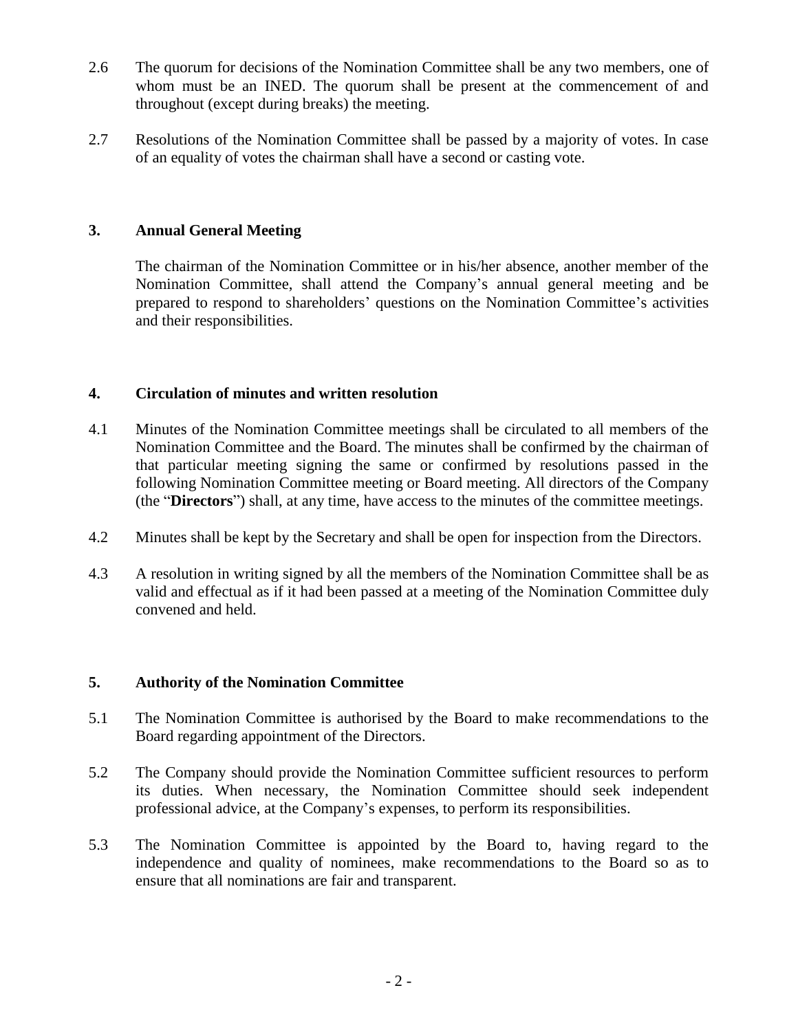2.6 The quorum for decisions of the Nomination Committee shall be any two members, one of whom must be an INED. The quorum shall be present at the commencement of and throughout (except during breaks) the meeting.

2.7 Resolutions of the Nomination Committee shall be passed by a majority of votes. In case of an equality of votes the chairman shall have a second or casting vote.

## 3. Annual General Meeting

The chairman of the Nomination Committee or in his/her absence, another member of the Nomination Committee, shall attend the Company's annual general meeting and be prepared to respond to shareholders' questions on the Nomination Committee's activities and their responsibilities.

## 4. Circulation of minutes and written resolution

4.1 Minutes of the Nomination Committee meetings shall be circulated to all members of the Nomination Committee and the Board. The minutes shall be confirmed by the chairman of that particular meeting signing the same or confirmed by resolutions passed in the following Nomination Committee meeting or Board meeting. All directors of the Company (the "**Directors**") shall, at any time, have access to the minutes of the committee meetings.

4.2 Minutes shall be kept by the Secretary and shall be open for inspection from the Directors.

4.3 A resolution in writing signed by all the members of the Nomination Committee shall be as valid and effectual as if it had been passed at a meeting of the Nomination Committee duly convened and held.

## 5. Authority of the Nomination Committee

5.1 The Nomination Committee is authorised by the Board to make recommendations to the Board regarding appointment of the Directors.

5.2 The Company should provide the Nomination Committee sufficient resources to perform its duties. When necessary, the Nomination Committee should seek independent professional advice, at the Company's expenses, to perform its responsibilities.

5.3 The Nomination Committee is appointed by the Board to, having regard to the independence and quality of nominees, make recommendations to the Board so as to ensure that all nominations are fair and transparent.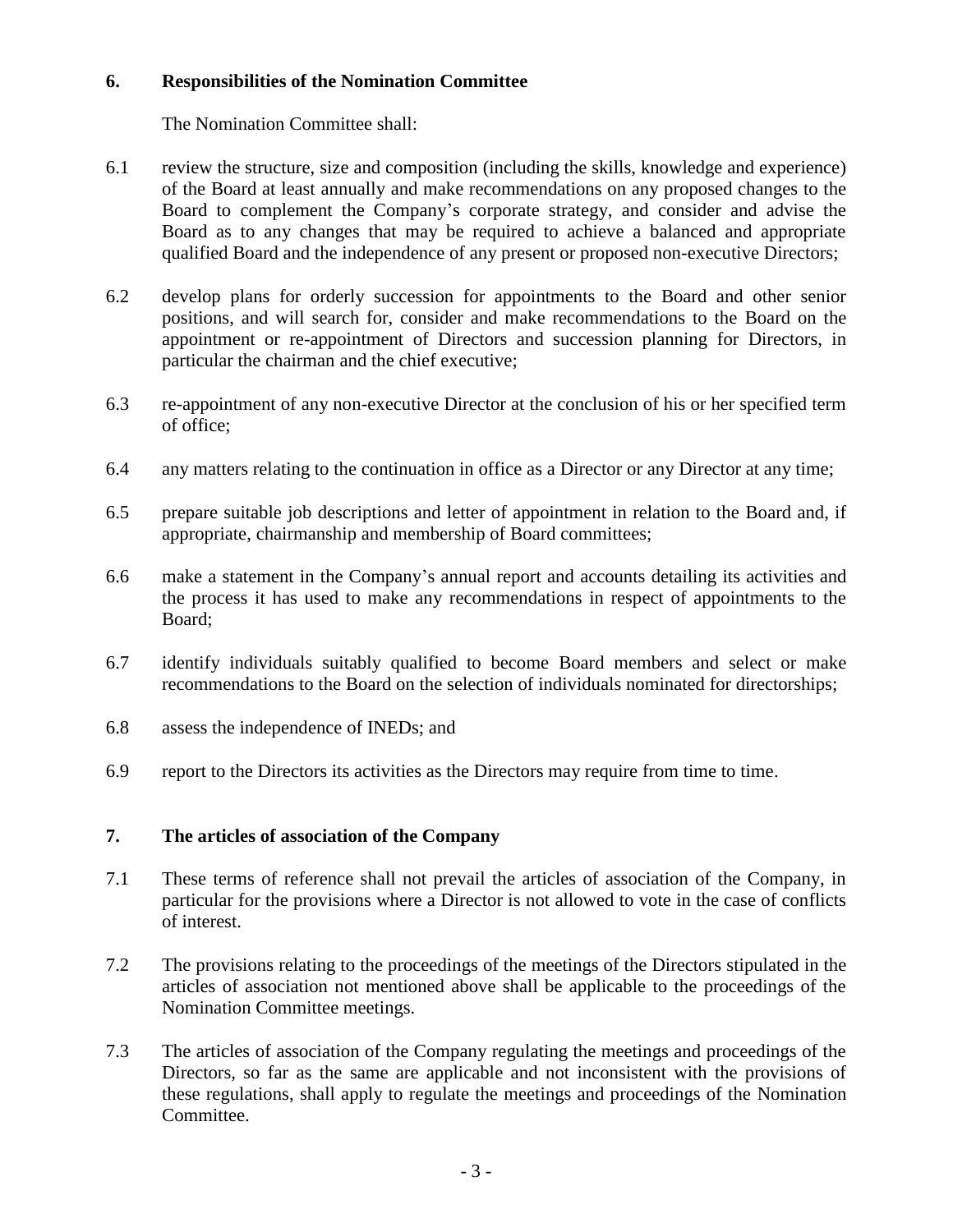## 6. Responsibilities of the Nomination Committee

The Nomination Committee shall:

6.1 review the structure, size and composition (including the skills, knowledge and experience) of the Board at least annually and make recommendations on any proposed changes to the Board to complement the Company's corporate strategy, and consider and advise the Board as to any changes that may be required to achieve a balanced and appropriate qualified Board and the independence of any present or proposed non-executive Directors;

6.2 develop plans for orderly succession for appointments to the Board and other senior positions, and will search for, consider and make recommendations to the Board on the appointment or re-appointment of Directors and succession planning for Directors, in particular the chairman and the chief executive;

6.3 re-appointment of any non-executive Director at the conclusion of his or her specified term of office;

6.4 any matters relating to the continuation in office as a Director or any Director at any time;

6.5 prepare suitable job descriptions and letter of appointment in relation to the Board and, if appropriate, chairmanship and membership of Board committees;

6.6 make a statement in the Company's annual report and accounts detailing its activities and the process it has used to make any recommendations in respect of appointments to the Board;

6.7 identify individuals suitably qualified to become Board members and select or make recommendations to the Board on the selection of individuals nominated for directorships;

6.8 assess the independence of INEDs; and

6.9 report to the Directors its activities as the Directors may require from time to time.

## 7. The articles of association of the Company

7.1 These terms of reference shall not prevail the articles of association of the Company, in particular for the provisions where a Director is not allowed to vote in the case of conflicts of interest.

7.2 The provisions relating to the proceedings of the meetings of the Directors stipulated in the articles of association not mentioned above shall be applicable to the proceedings of the Nomination Committee meetings.

7.3 The articles of association of the Company regulating the meetings and proceedings of the Directors, so far as the same are applicable and not inconsistent with the provisions of these regulations, shall apply to regulate the meetings and proceedings of the Nomination Committee.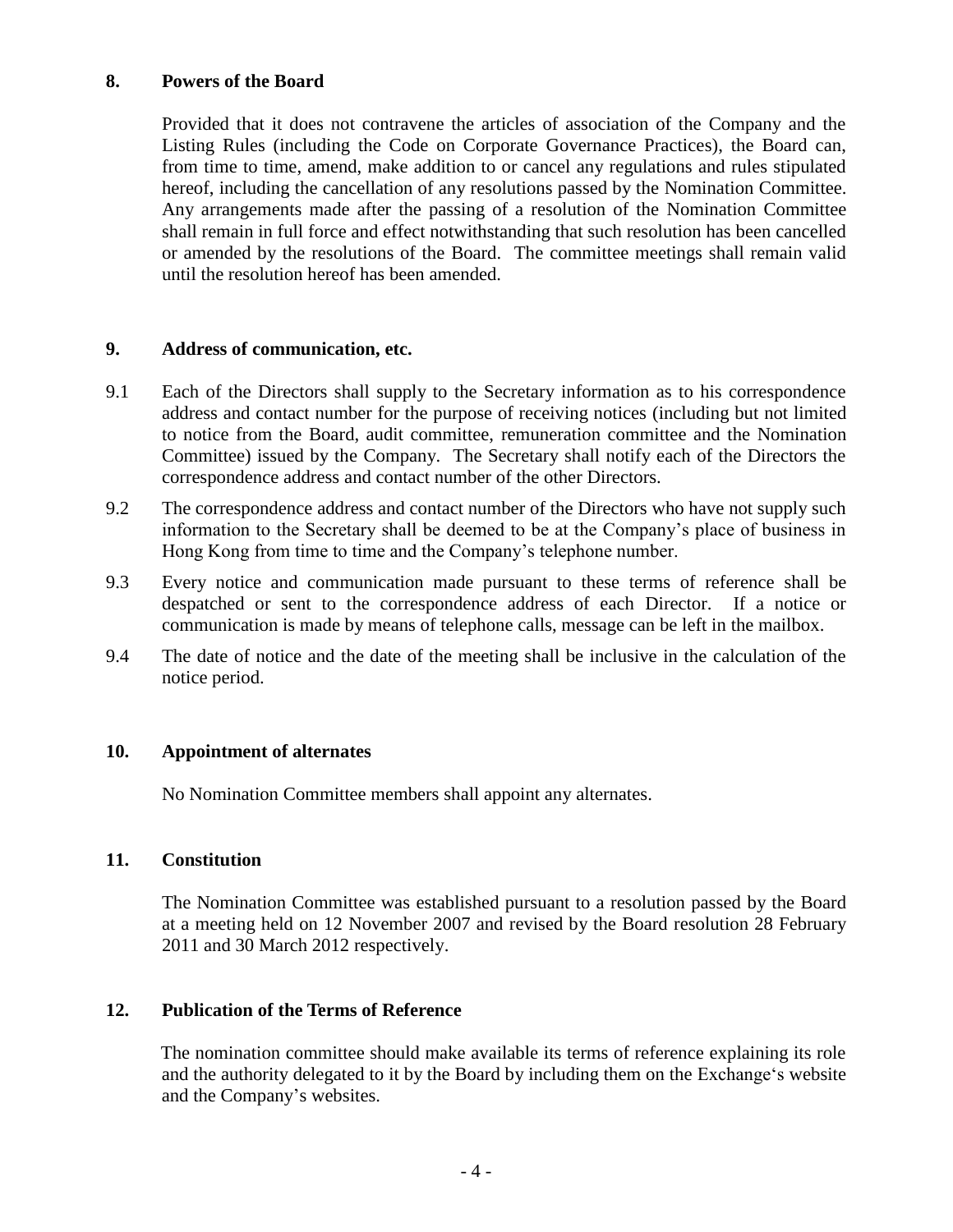## 8. Powers of the Board

Provided that it does not contravene the articles of association of the Company and the Listing Rules (including the Code on Corporate Governance Practices), the Board can, from time to time, amend, make addition to or cancel any regulations and rules stipulated hereof, including the cancellation of any resolutions passed by the Nomination Committee. Any arrangements made after the passing of a resolution of the Nomination Committee shall remain in full force and effect notwithstanding that such resolution has been cancelled or amended by the resolutions of the Board. The committee meetings shall remain valid until the resolution hereof has been amended.

## 9. Address of communication, etc.

9.1 Each of the Directors shall supply to the Secretary information as to his correspondence address and contact number for the purpose of receiving notices (including but not limited to notice from the Board, audit committee, remuneration committee and the Nomination Committee) issued by the Company. The Secretary shall notify each of the Directors the correspondence address and contact number of the other Directors.

9.2 The correspondence address and contact number of the Directors who have not supply such information to the Secretary shall be deemed to be at the Company's place of business in Hong Kong from time to time and the Company's telephone number.

9.3 Every notice and communication made pursuant to these terms of reference shall be despatched or sent to the correspondence address of each Director. If a notice or communication is made by means of telephone calls, message can be left in the mailbox.

9.4 The date of notice and the date of the meeting shall be inclusive in the calculation of the notice period.

## 10. Appointment of alternates

No Nomination Committee members shall appoint any alternates.

## 11. Constitution

The Nomination Committee was established pursuant to a resolution passed by the Board at a meeting held on 12 November 2007 and revised by the Board resolution 28 February 2011 and 30 March 2012 respectively.

## 12. Publication of the Terms of Reference

The nomination committee should make available its terms of reference explaining its role and the authority delegated to it by the Board by including them on the Exchange's website and the Company's websites.